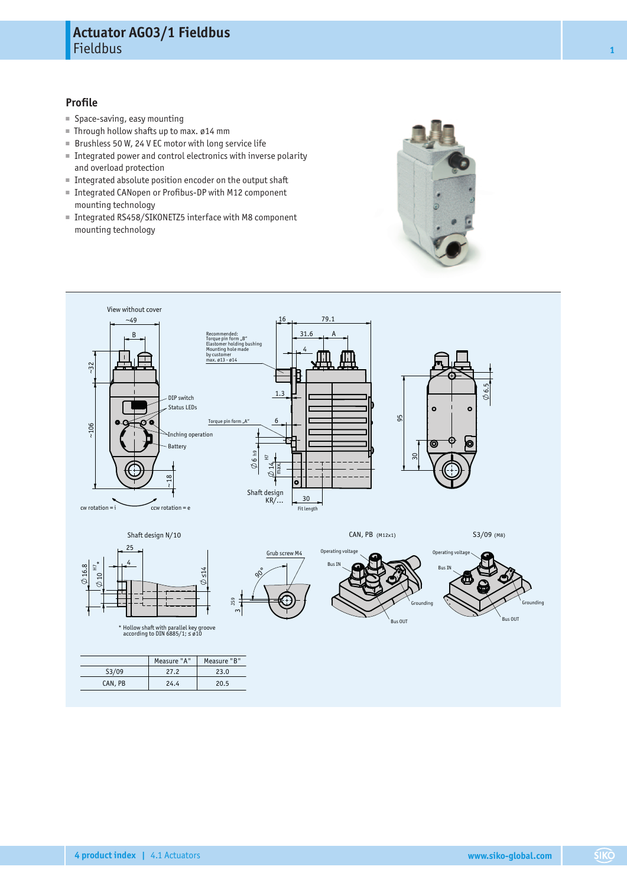# Actuator AG03/1 Fieldbus

Fieldbus

## Profile

- Space-saving, easy mounting
- Through hollow shafts up to max. ø14 mm
- Brushless 50 W, 24 V EC motor with long service life
- Integrated power and control electronics with inverse polarity and overload protection
- Integrated absolute position encoder on the output shaft
- Integrated CANopen or Profibus-DP with M12 component mounting technology
- Integrated RS458/SIKONETZ5 interface with M8 component mounting technology

View without cover

DIP switch
Status LEDs
Inching operation
Battery

cw rotation = i
ccw rotation = e

Recommended:
Torque pin form „B"
Elastomer holding bushing
Mounting hole made by customer
max. ø13 - ø14

Torque pin form „A"

Shaft design KR/...

Fit length

Shaft design N/10

* Hollow shaft with parallel key groove according to DIN 6885/1; ≤ ø10

Grub screw M4

CAN, PB (M12x1)

Operating voltage
Bus IN
Grounding
Bus OUT

S3/09 (M8)

Operating voltage
Bus IN
Grounding
Bus OUT

| | Measure "A" | Measure "B" |
|---|---|---|
| S3/09 | 27.2 | 23.0 |
| CAN, PB | 24.4 | 20.5 |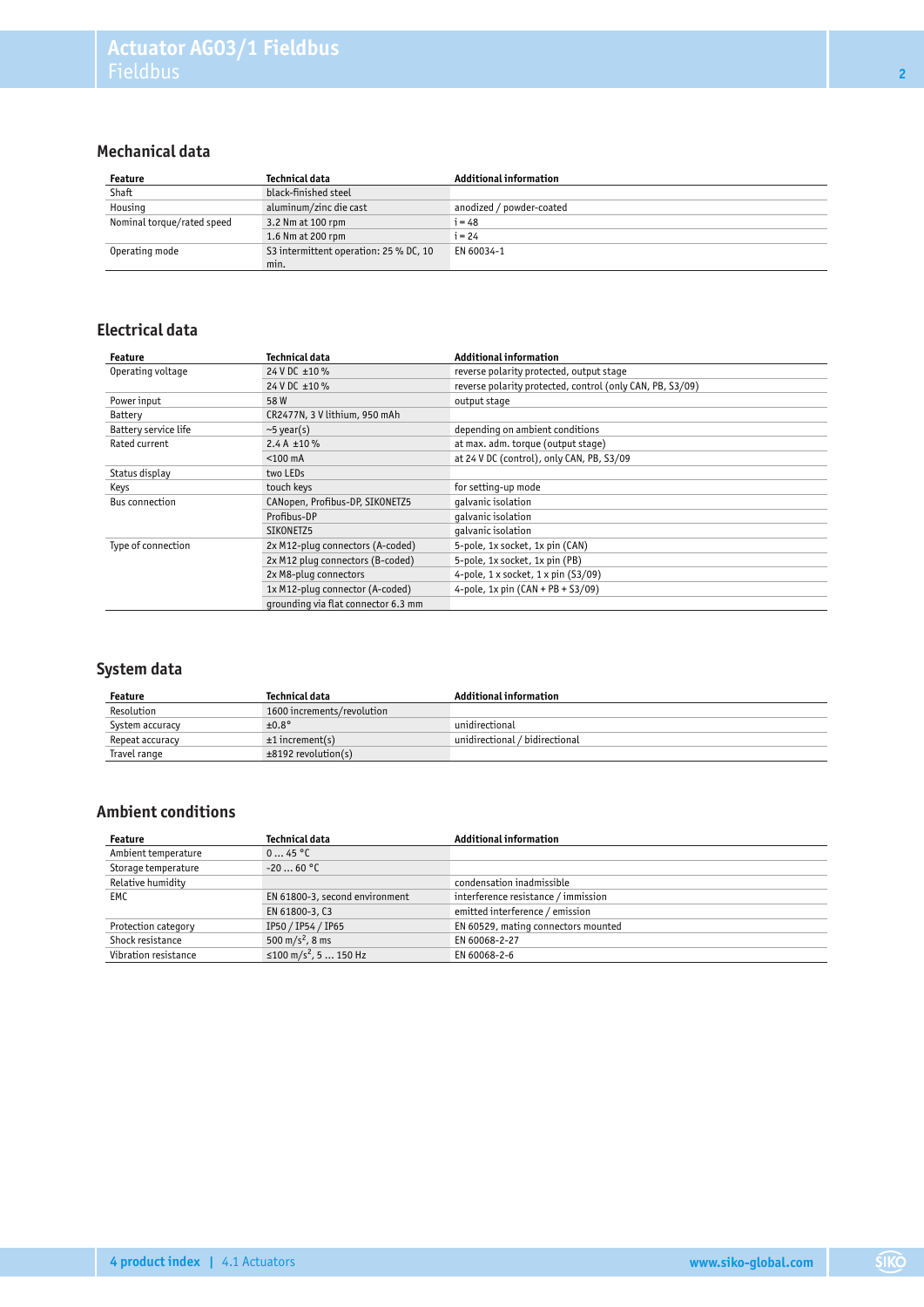## Mechanical data

| Feature | Technical data | Additional information |
|---|---|---|
| Shaft | black-finished steel | |
| Housing | aluminum/zinc die cast | anodized / powder-coated |
| Nominal torque/rated speed | 3.2 Nm at 100 rpm | i = 48 |
| | 1.6 Nm at 200 rpm | i = 24 |
| Operating mode | S3 intermittent operation: 25 % DC, 10 min. | EN 60034-1 |

## Electrical data

| Feature | Technical data | Additional information |
|---|---|---|
| Operating voltage | 24 V DC ±10 % | reverse polarity protected, output stage |
| | 24 V DC ±10 % | reverse polarity protected, control (only CAN, PB, S3/09) |
| Power input | 58 W | output stage |
| Battery | CR2477N, 3 V lithium, 950 mAh | |
| Battery service life | ~5 year(s) | depending on ambient conditions |
| Rated current | 2.4 A ±10 % | at max. adm. torque (output stage) |
| | <100 mA | at 24 V DC (control), only CAN, PB, S3/09 |
| Status display | two LEDs | |
| Keys | touch keys | for setting-up mode |
| Bus connection | CANopen, Profibus-DP, SIKONETZ5 | galvanic isolation |
| | Profibus-DP | galvanic isolation |
| | SIKONETZ5 | galvanic isolation |
| Type of connection | 2x M12-plug connectors (A-coded) | 5-pole, 1x socket, 1x pin (CAN) |
| | 2x M12 plug connectors (B-coded) | 5-pole, 1x socket, 1x pin (PB) |
| | 2x M8-plug connectors | 4-pole, 1 x socket, 1 x pin (S3/09) |
| | 1x M12-plug connector (A-coded) | 4-pole, 1x pin (CAN + PB + S3/09) |
| | grounding via flat connector 6.3 mm | |

## System data

| Feature | Technical data | Additional information |
|---|---|---|
| Resolution | 1600 increments/revolution | |
| System accuracy | ±0.8° | unidirectional |
| Repeat accuracy | ±1 increment(s) | unidirectional / bidirectional |
| Travel range | ±8192 revolution(s) | |

## Ambient conditions

| Feature | Technical data | Additional information |
|---|---|---|
| Ambient temperature | 0 … 45 °C | |
| Storage temperature | -20 … 60 °C | |
| Relative humidity | | condensation inadmissible |
| EMC | EN 61800-3, second environment | interference resistance / immission |
| | EN 61800-3, C3 | emitted interference / emission |
| Protection category | IP50 / IP54 / IP65 | EN 60529, mating connectors mounted |
| Shock resistance | 500 m/s$^2$, 8 ms | EN 60068-2-27 |
| Vibration resistance | ≤100 m/s$^2$, 5 … 150 Hz | EN 60068-2-6 |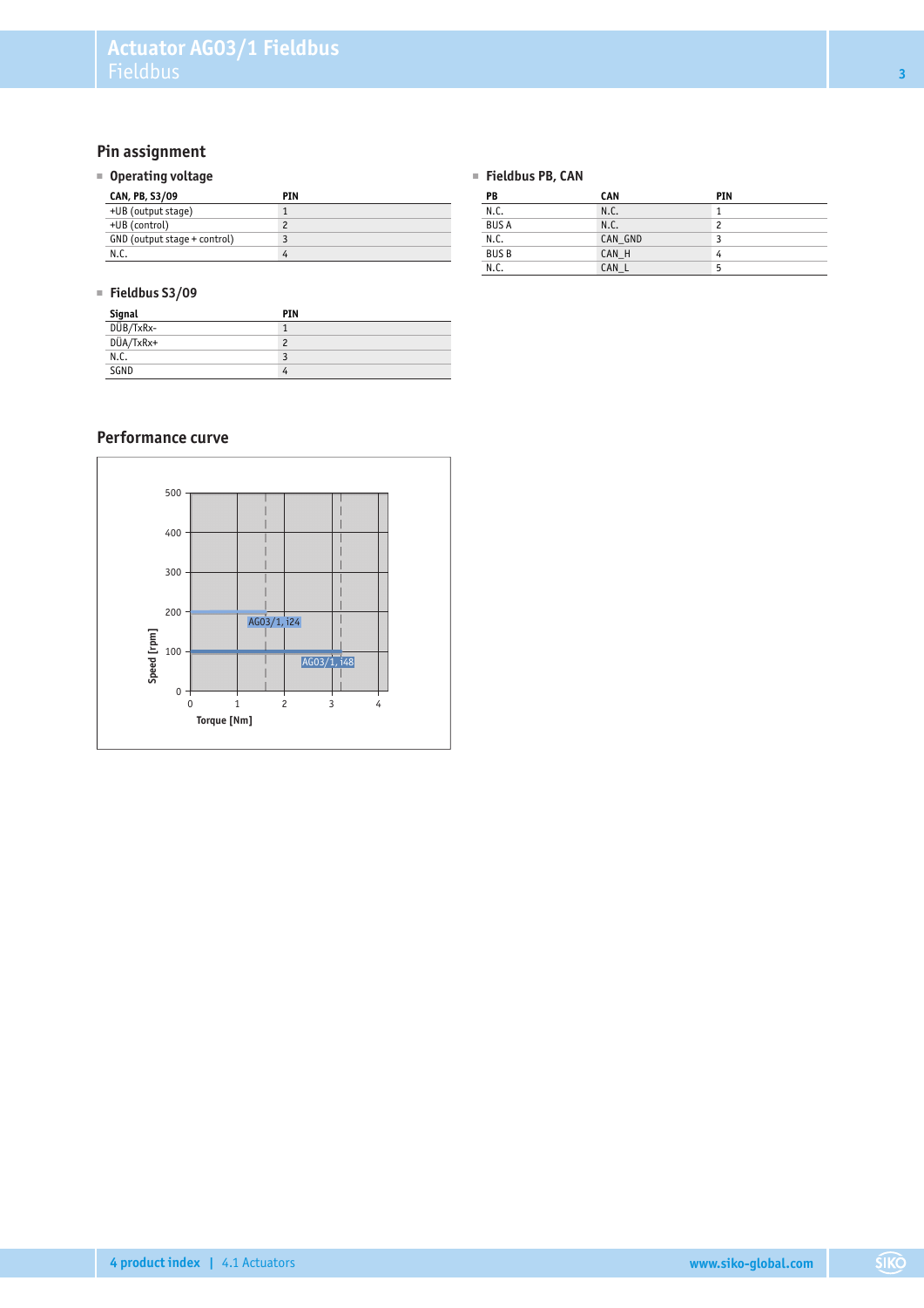## Pin assignment

### Operating voltage

| CAN, PB, S3/09 | PIN |
|---|---|
| +UB (output stage) | 1 |
| +UB (control) | 2 |
| GND (output stage + control) | 3 |
| N.C. | 4 |

### Fieldbus PB, CAN

| PB | CAN | PIN |
|---|---|---|
| N.C. | N.C. | 1 |
| BUS A | N.C. | 2 |
| N.C. | CAN_GND | 3 |
| BUS B | CAN_H | 4 |
| N.C. | CAN_L | 5 |

### Fieldbus S3/09

| Signal | PIN |
|---|---|
| DÜB/TxRx- | 1 |
| DÜA/TxRx+ | 2 |
| N.C. | 3 |
| SGND | 4 |

## Performance curve

Speed [rpm]: 0, 100, 200, 300, 400, 500

Torque [Nm]: 0, 1, 2, 3, 4

AG03/1, i24

AG03/1, i48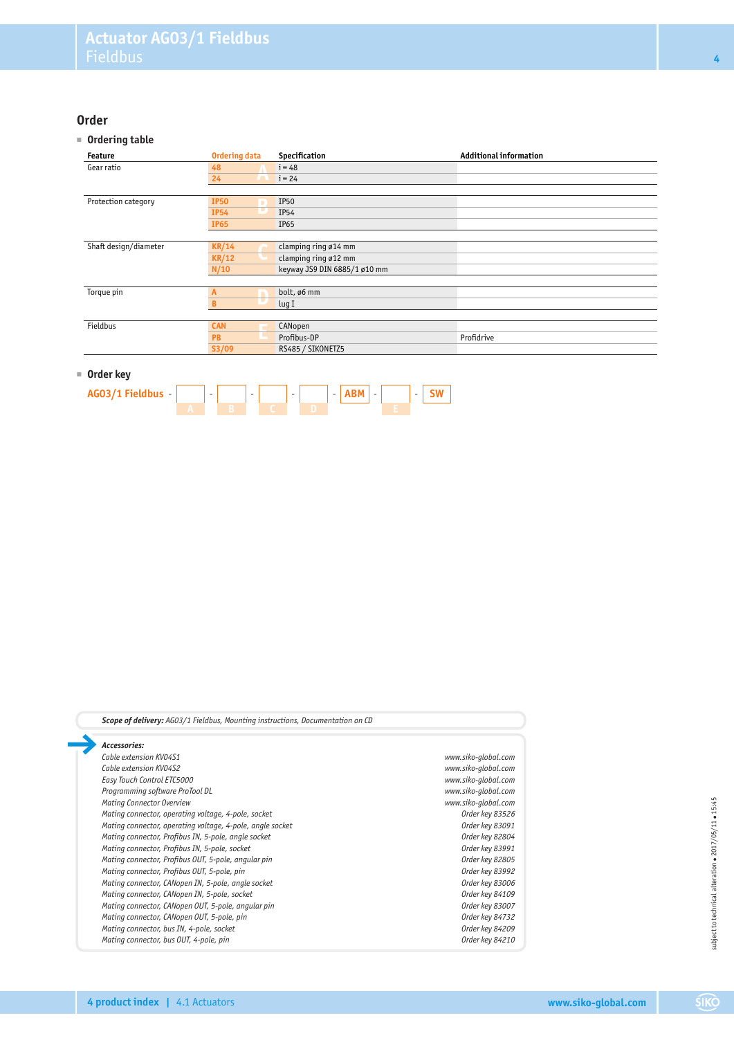## Order

### Ordering table

| Feature | Ordering data | | Specification | Additional information |
|---|---|---|---|---|
| Gear ratio | 48 | A | i = 48 | |
| | 24 | | i = 24 | |
| Protection category | IP50 | B | IP50 | |
| | IP54 | | IP54 | |
| | IP65 | | IP65 | |
| Shaft design/diameter | KR/14 | C | clamping ring ø14 mm | |
| | KR/12 | | clamping ring ø12 mm | |
| | N/10 | | keyway JS9 DIN 6885/1 ø10 mm | |
| Torque pin | A | D | bolt, ø6 mm | |
| | B | | lug I | |
| Fieldbus | CAN | E | CANopen | |
| | PB | | Profibus-DP | Profidrive |
| | S3/09 | | RS485 / SIKONETZ5 | |

### Order key

**AG03/1 Fieldbus** - [ A ] - [ B ] - [ C ] - [ D ] - **ABM** - [ E ] - **SW**

*Scope of delivery:* AG03/1 Fieldbus, Mounting instructions, Documentation on CD

*Accessories:*

| | |
|---|---|
| *Cable extension KV04S1* | *www.siko-global.com* |
| *Cable extension KV04S2* | *www.siko-global.com* |
| *Easy Touch Control ETC5000* | *www.siko-global.com* |
| *Programming software ProTool DL* | *www.siko-global.com* |
| *Mating Connector Overview* | *www.siko-global.com* |
| *Mating connector, operating voltage, 4-pole, socket* | *Order key 83526* |
| *Mating connector, operating voltage, 4-pole, angle socket* | *Order key 83091* |
| *Mating connector, Profibus IN, 5-pole, angle socket* | *Order key 82804* |
| *Mating connector, Profibus IN, 5-pole, socket* | *Order key 83991* |
| *Mating connector, Profibus OUT, 5-pole, angular pin* | *Order key 82805* |
| *Mating connector, Profibus OUT, 5-pole, pin* | *Order key 83992* |
| *Mating connector, CANopen IN, 5-pole, angle socket* | *Order key 83006* |
| *Mating connector, CANopen IN, 5-pole, socket* | *Order key 84109* |
| *Mating connector, CANopen OUT, 5-pole, angular pin* | *Order key 83007* |
| *Mating connector, CANopen OUT, 5-pole, pin* | *Order key 84732* |
| *Mating connector, bus IN, 4-pole, socket* | *Order key 84209* |
| *Mating connector, bus OUT, 4-pole, pin* | *Order key 84210* |